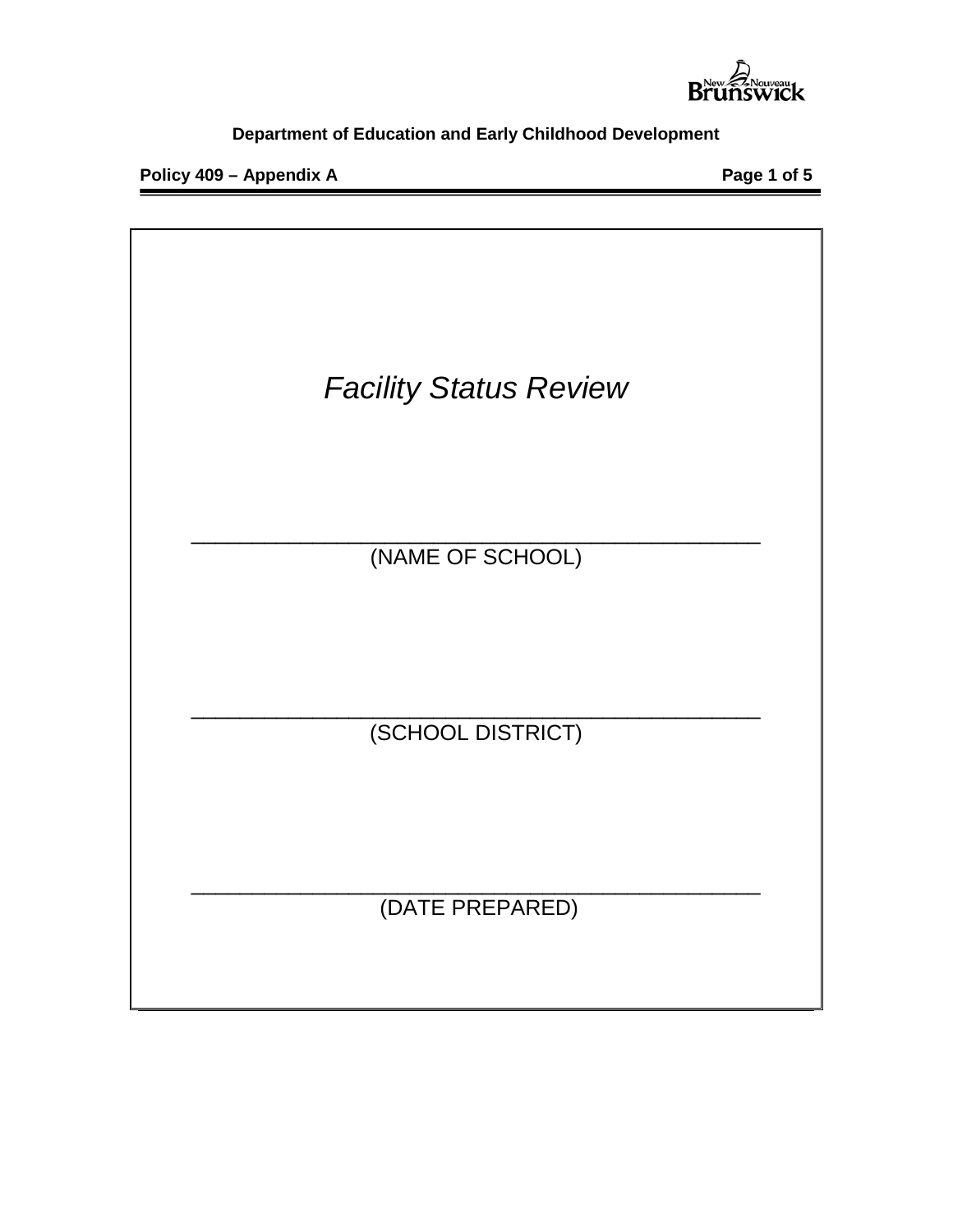**Department of Education and Early Childhood Development**

**Policy 409 – Appendix A**

# *Facility Status Review*

\_\_\_\_\_\_\_\_\_\_\_\_\_\_\_\_\_\_\_\_\_\_\_\_\_\_\_\_\_\_\_\_\_\_\_\_\_\_\_\_\_\_\_\_\_

(NAME OF SCHOOL)

\_\_\_\_\_\_\_\_\_\_\_\_\_\_\_\_\_\_\_\_\_\_\_\_\_\_\_\_\_\_\_\_\_\_\_\_\_\_\_\_\_\_\_\_\_

(SCHOOL DISTRICT)

\_\_\_\_\_\_\_\_\_\_\_\_\_\_\_\_\_\_\_\_\_\_\_\_\_\_\_\_\_\_\_\_\_\_\_\_\_\_\_\_\_\_\_\_\_

(DATE PREPARED)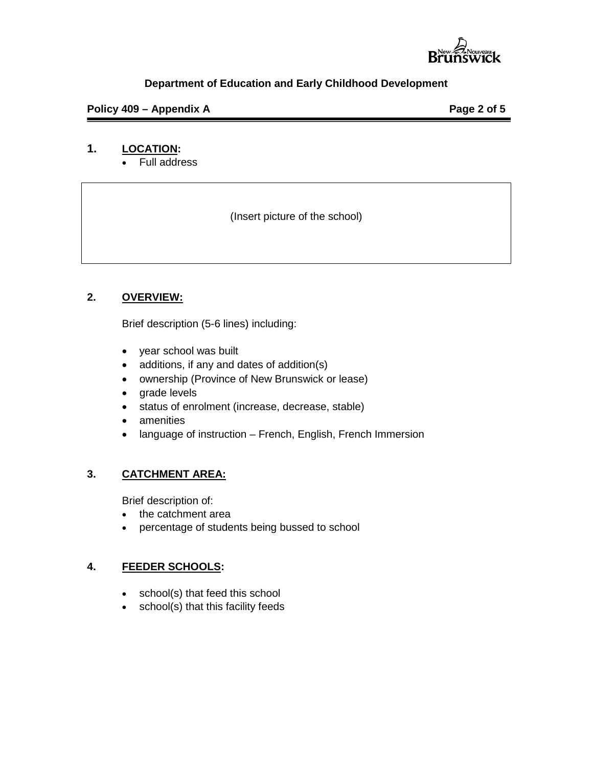## 1. LOCATION:

- Full address

(Insert picture of the school)

## 2. OVERVIEW:

Brief description (5-6 lines) including:

- year school was built
- additions, if any and dates of addition(s)
- ownership (Province of New Brunswick or lease)
- grade levels
- status of enrolment (increase, decrease, stable)
- amenities
- language of instruction – French, English, French Immersion

## 3. CATCHMENT AREA:

Brief description of:

- the catchment area
- percentage of students being bussed to school

## 4. FEEDER SCHOOLS:

- school(s) that feed this school
- school(s) that this facility feeds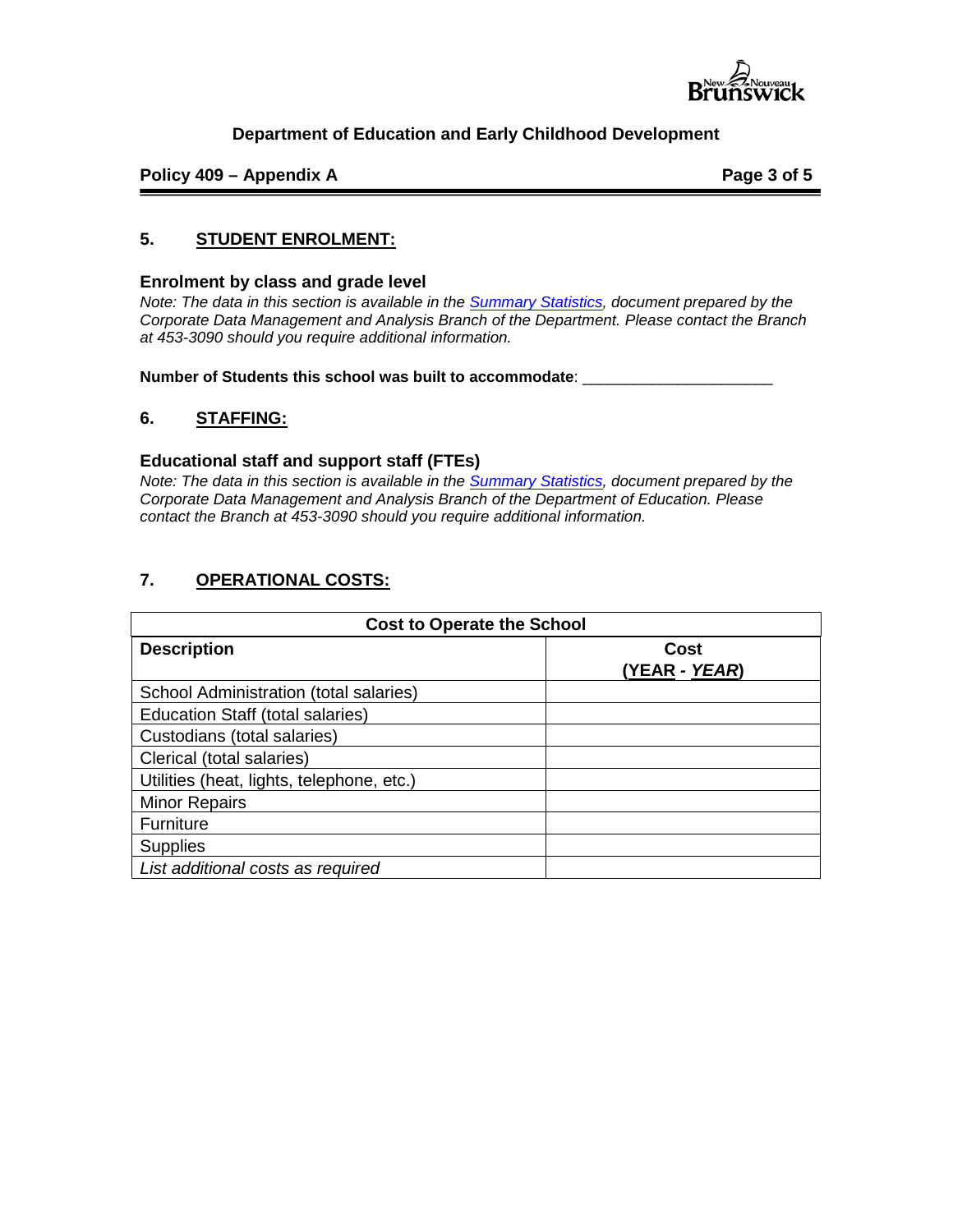## 5. STUDENT ENROLMENT:

### Enrolment by class and grade level

*Note: The data in this section is available in the [Summary Statistics](), document prepared by the Corporate Data Management and Analysis Branch of the Department. Please contact the Branch at 453-3090 should you require additional information.*

**Number of Students this school was built to accommodate**: ______________________

## 6. STAFFING:

### Educational staff and support staff (FTEs)

*Note: The data in this section is available in the [Summary Statistics](), document prepared by the Corporate Data Management and Analysis Branch of the Department of Education. Please contact the Branch at 453-3090 should you require additional information.*

## 7. OPERATIONAL COSTS:

| Cost to Operate the School | |
|---|---|
| **Description** | **Cost (YEAR - *YEAR*)** |
| School Administration (total salaries) | |
| Education Staff (total salaries) | |
| Custodians (total salaries) | |
| Clerical (total salaries) | |
| Utilities (heat, lights, telephone, etc.) | |
| Minor Repairs | |
| Furniture | |
| Supplies | |
| *List additional costs as required* | |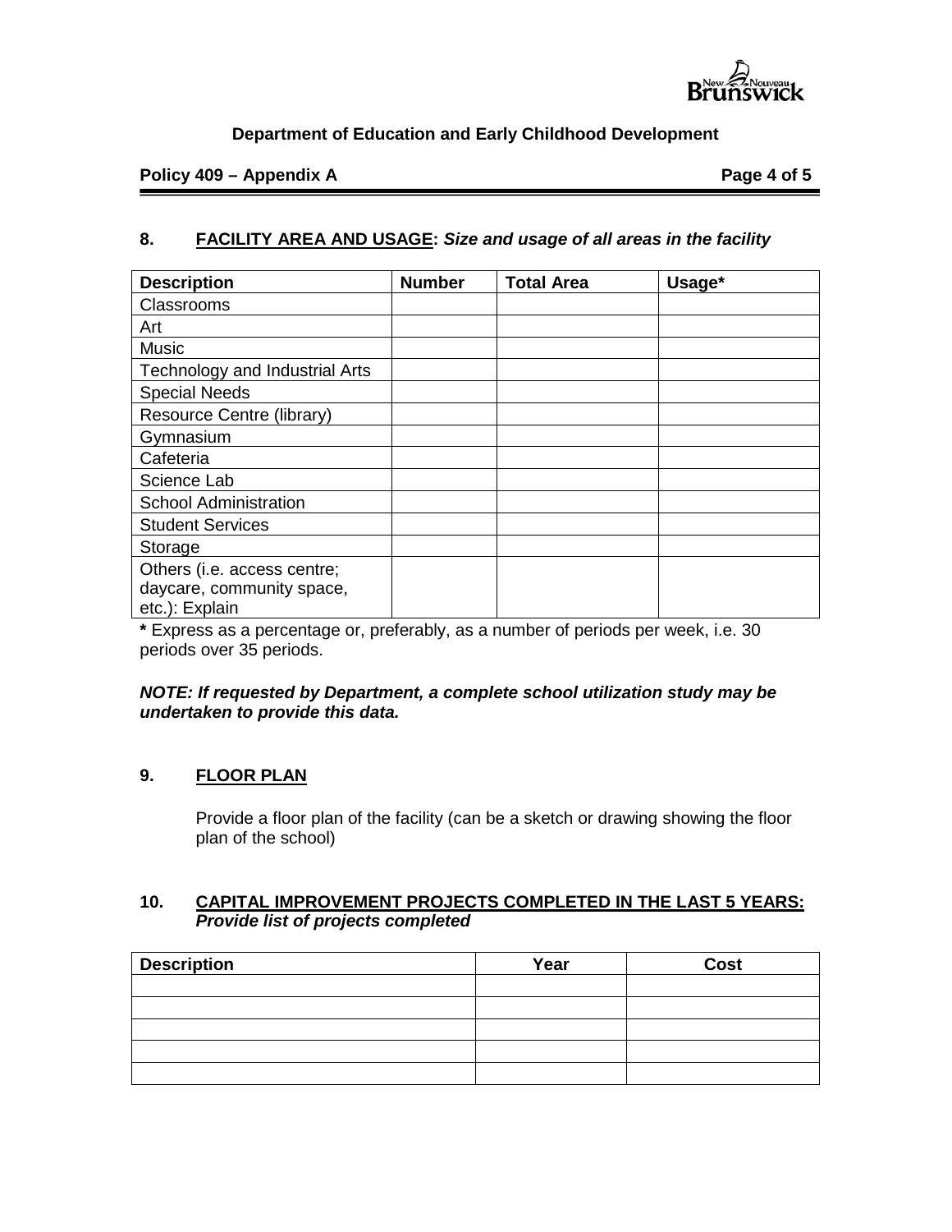## 8. FACILITY AREA AND USAGE: *Size and usage of all areas in the facility*

| Description | Number | Total Area | Usage* |
| --- | --- | --- | --- |
| Classrooms | | | |
| Art | | | |
| Music | | | |
| Technology and Industrial Arts | | | |
| Special Needs | | | |
| Resource Centre (library) | | | |
| Gymnasium | | | |
| Cafeteria | | | |
| Science Lab | | | |
| School Administration | | | |
| Student Services | | | |
| Storage | | | |
| Others (i.e. access centre; daycare, community space, etc.): Explain | | | |

**\*** Express as a percentage or, preferably, as a number of periods per week, i.e. 30 periods over 35 periods.

***NOTE: If requested by Department, a complete school utilization study may be undertaken to provide this data.***

## 9. FLOOR PLAN

Provide a floor plan of the facility (can be a sketch or drawing showing the floor plan of the school)

## 10. CAPITAL IMPROVEMENT PROJECTS COMPLETED IN THE LAST 5 YEARS: *Provide list of projects completed*

| Description | Year | Cost |
| --- | --- | --- |
| | | |
| | | |
| | | |
| | | |
| | | |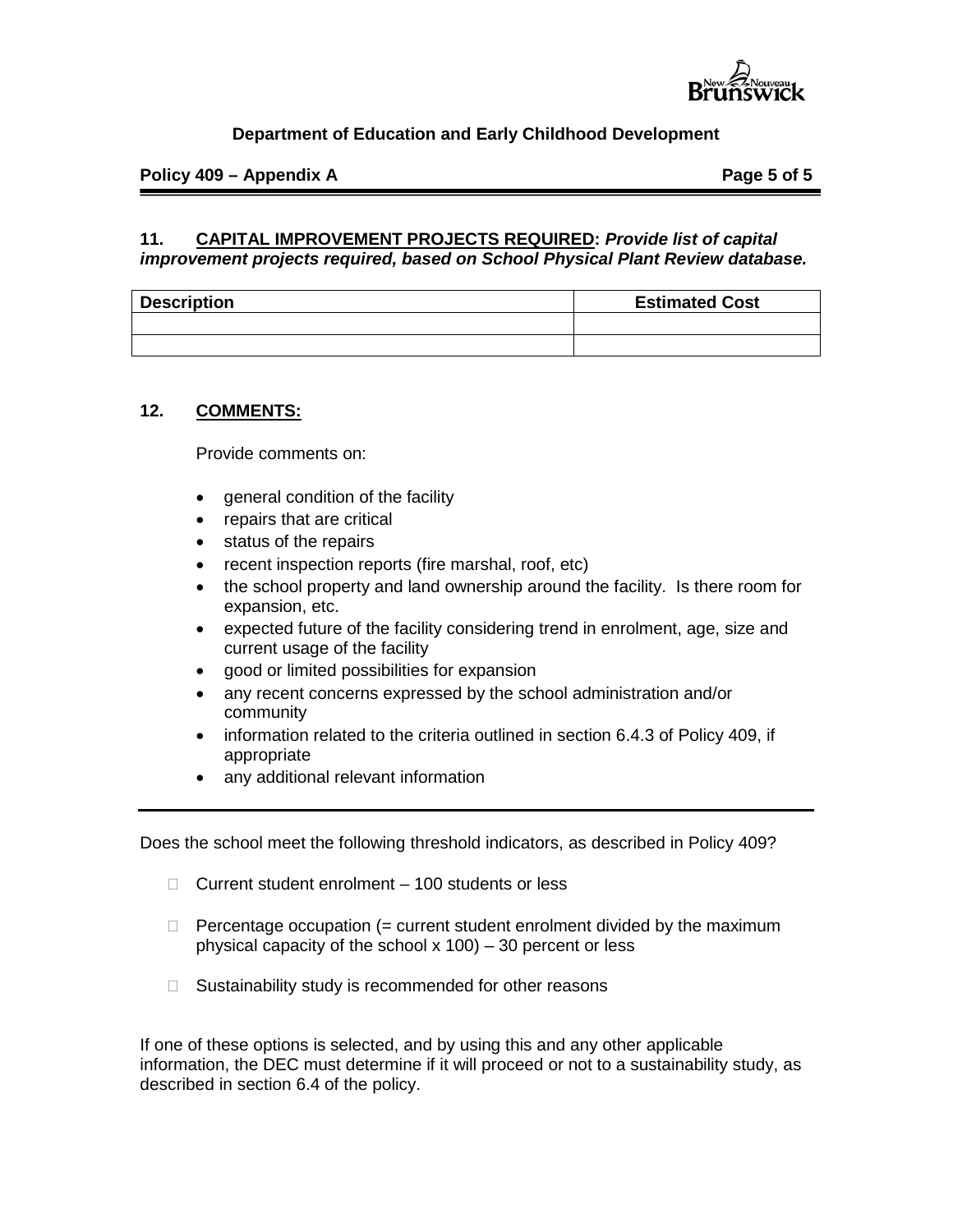## 11. CAPITAL IMPROVEMENT PROJECTS REQUIRED: *Provide list of capital improvement projects required, based on School Physical Plant Review database.*

| Description | Estimated Cost |
|---|---|
| | |
| | |

## 12. COMMENTS:

Provide comments on:

- general condition of the facility
- repairs that are critical
- status of the repairs
- recent inspection reports (fire marshal, roof, etc)
- the school property and land ownership around the facility. Is there room for expansion, etc.
- expected future of the facility considering trend in enrolment, age, size and current usage of the facility
- good or limited possibilities for expansion
- any recent concerns expressed by the school administration and/or community
- information related to the criteria outlined in section 6.4.3 of Policy 409, if appropriate
- any additional relevant information

---

Does the school meet the following threshold indicators, as described in Policy 409?

- ☐ Current student enrolment – 100 students or less
- ☐ Percentage occupation (= current student enrolment divided by the maximum physical capacity of the school x 100) – 30 percent or less
- ☐ Sustainability study is recommended for other reasons

If one of these options is selected, and by using this and any other applicable information, the DEC must determine if it will proceed or not to a sustainability study, as described in section 6.4 of the policy.